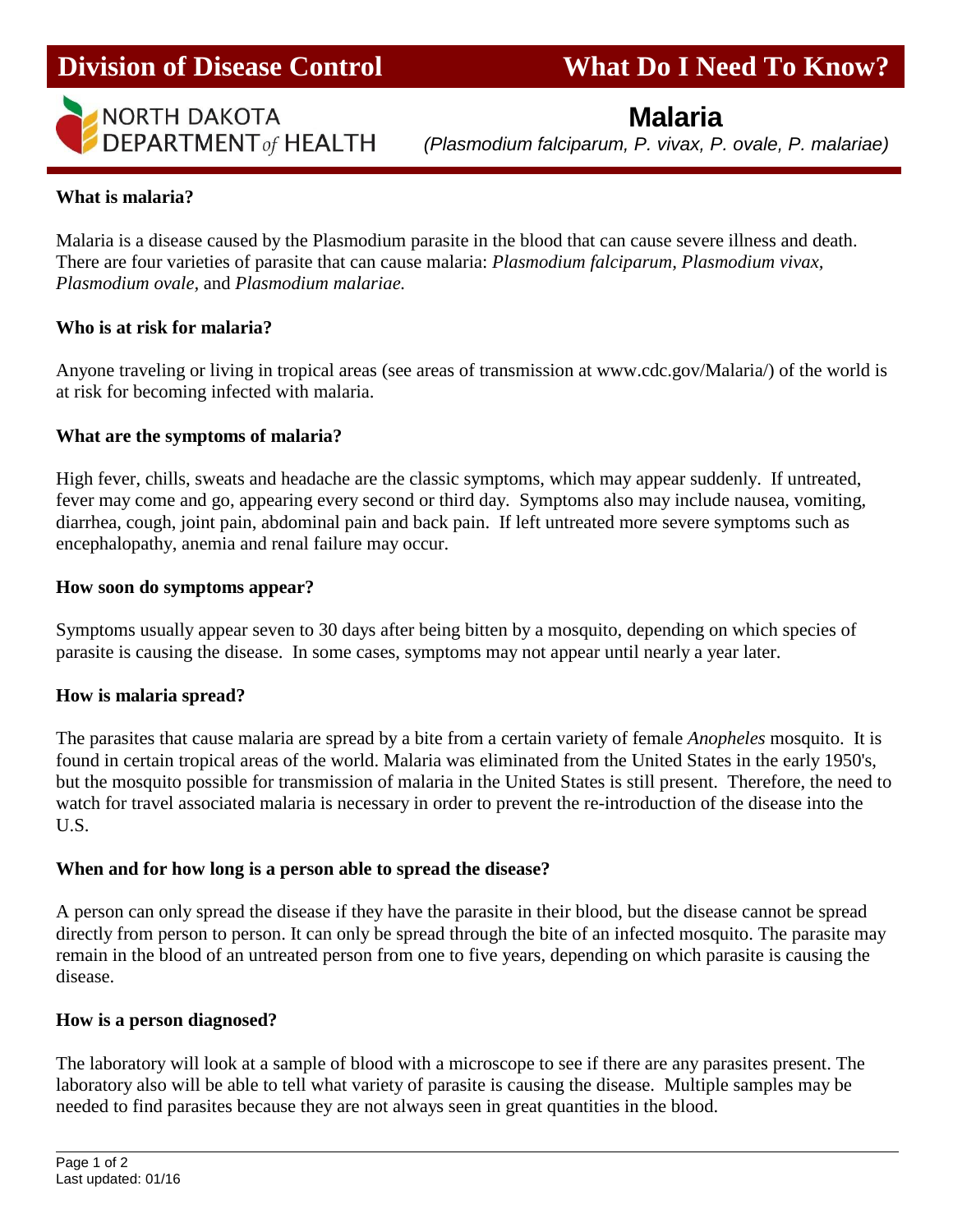# Division of Disease Control — What Do I Need To Know?

NORTH DAKOTA DEPARTMENT *of* HEALTH

## Malaria

*(Plasmodium falciparum, P. vivax, P. ovale, P. malariae)*

### What is malaria?

Malaria is a disease caused by the Plasmodium parasite in the blood that can cause severe illness and death. There are four varieties of parasite that can cause malaria: *Plasmodium falciparum, Plasmodium vivax, Plasmodium ovale,* and *Plasmodium malariae.*

### Who is at risk for malaria?

Anyone traveling or living in tropical areas (see areas of transmission at www.cdc.gov/Malaria/) of the world is at risk for becoming infected with malaria.

### What are the symptoms of malaria?

High fever, chills, sweats and headache are the classic symptoms, which may appear suddenly. If untreated, fever may come and go, appearing every second or third day. Symptoms also may include nausea, vomiting, diarrhea, cough, joint pain, abdominal pain and back pain. If left untreated more severe symptoms such as encephalopathy, anemia and renal failure may occur.

### How soon do symptoms appear?

Symptoms usually appear seven to 30 days after being bitten by a mosquito, depending on which species of parasite is causing the disease. In some cases, symptoms may not appear until nearly a year later.

### How is malaria spread?

The parasites that cause malaria are spread by a bite from a certain variety of female *Anopheles* mosquito. It is found in certain tropical areas of the world. Malaria was eliminated from the United States in the early 1950's, but the mosquito possible for transmission of malaria in the United States is still present. Therefore, the need to watch for travel associated malaria is necessary in order to prevent the re-introduction of the disease into the U.S.

### When and for how long is a person able to spread the disease?

A person can only spread the disease if they have the parasite in their blood, but the disease cannot be spread directly from person to person. It can only be spread through the bite of an infected mosquito. The parasite may remain in the blood of an untreated person from one to five years, depending on which parasite is causing the disease.

### How is a person diagnosed?

The laboratory will look at a sample of blood with a microscope to see if there are any parasites present. The laboratory also will be able to tell what variety of parasite is causing the disease. Multiple samples may be needed to find parasites because they are not always seen in great quantities in the blood.

Last updated: 01/16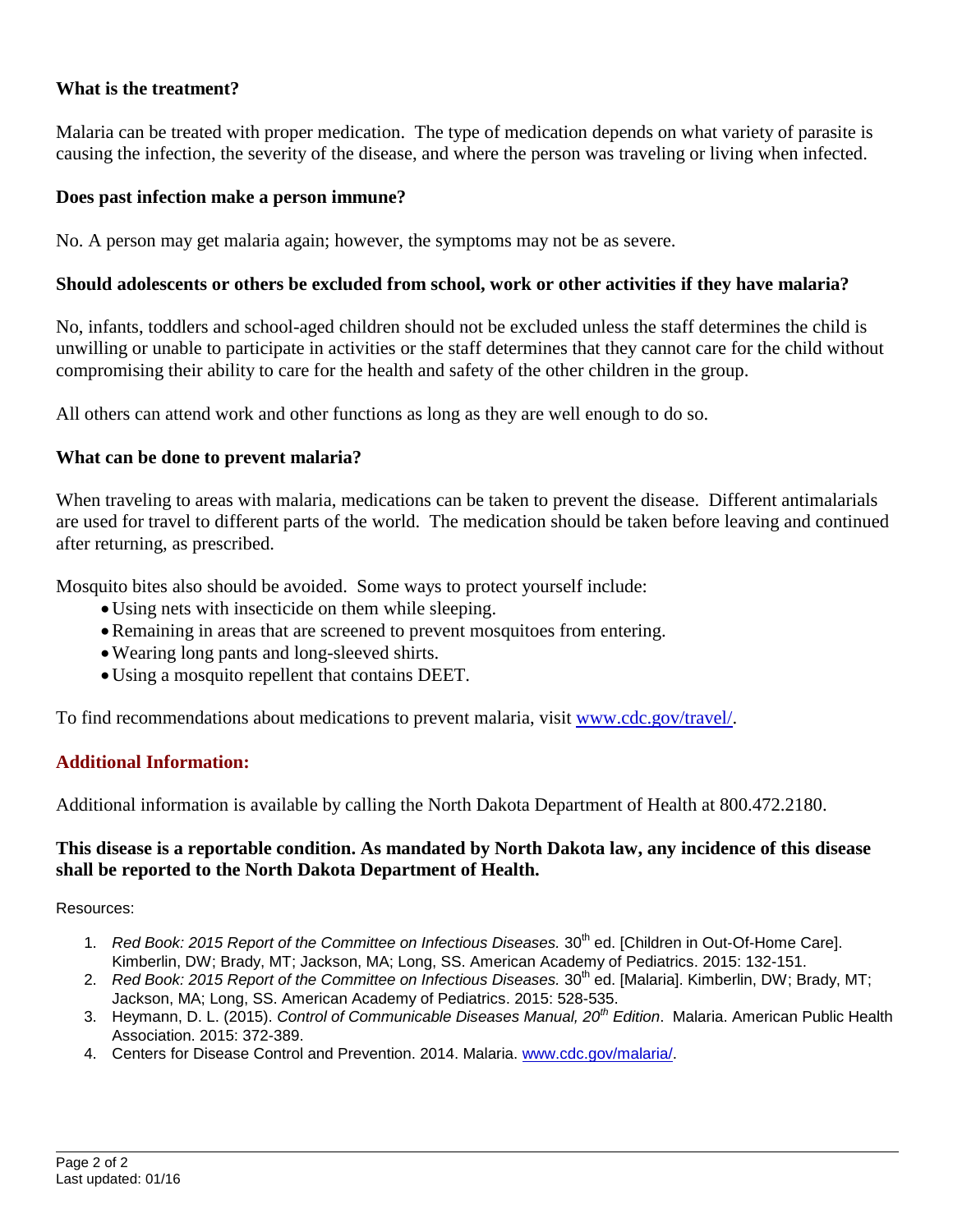**What is the treatment?**

Malaria can be treated with proper medication. The type of medication depends on what variety of parasite is causing the infection, the severity of the disease, and where the person was traveling or living when infected.

**Does past infection make a person immune?**

No. A person may get malaria again; however, the symptoms may not be as severe.

**Should adolescents or others be excluded from school, work or other activities if they have malaria?**

No, infants, toddlers and school-aged children should not be excluded unless the staff determines the child is unwilling or unable to participate in activities or the staff determines that they cannot care for the child without compromising their ability to care for the health and safety of the other children in the group.

All others can attend work and other functions as long as they are well enough to do so.

**What can be done to prevent malaria?**

When traveling to areas with malaria, medications can be taken to prevent the disease. Different antimalarials are used for travel to different parts of the world. The medication should be taken before leaving and continued after returning, as prescribed.

Mosquito bites also should be avoided. Some ways to protect yourself include:

- Using nets with insecticide on them while sleeping.
- Remaining in areas that are screened to prevent mosquitoes from entering.
- Wearing long pants and long-sleeved shirts.
- Using a mosquito repellent that contains DEET.

To find recommendations about medications to prevent malaria, visit www.cdc.gov/travel/.

## Additional Information:

Additional information is available by calling the North Dakota Department of Health at 800.472.2180.

**This disease is a reportable condition. As mandated by North Dakota law, any incidence of this disease shall be reported to the North Dakota Department of Health.**

Resources:

1. *Red Book: 2015 Report of the Committee on Infectious Diseases.* 30th ed. [Children in Out-Of-Home Care]. Kimberlin, DW; Brady, MT; Jackson, MA; Long, SS. American Academy of Pediatrics. 2015: 132-151.
2. *Red Book: 2015 Report of the Committee on Infectious Diseases.* 30th ed. [Malaria]. Kimberlin, DW; Brady, MT; Jackson, MA; Long, SS. American Academy of Pediatrics. 2015: 528-535.
3. Heymann, D. L. (2015). *Control of Communicable Diseases Manual, 20th Edition*. Malaria. American Public Health Association. 2015: 372-389.
4. Centers for Disease Control and Prevention. 2014. Malaria. www.cdc.gov/malaria/.

Last updated: 01/16